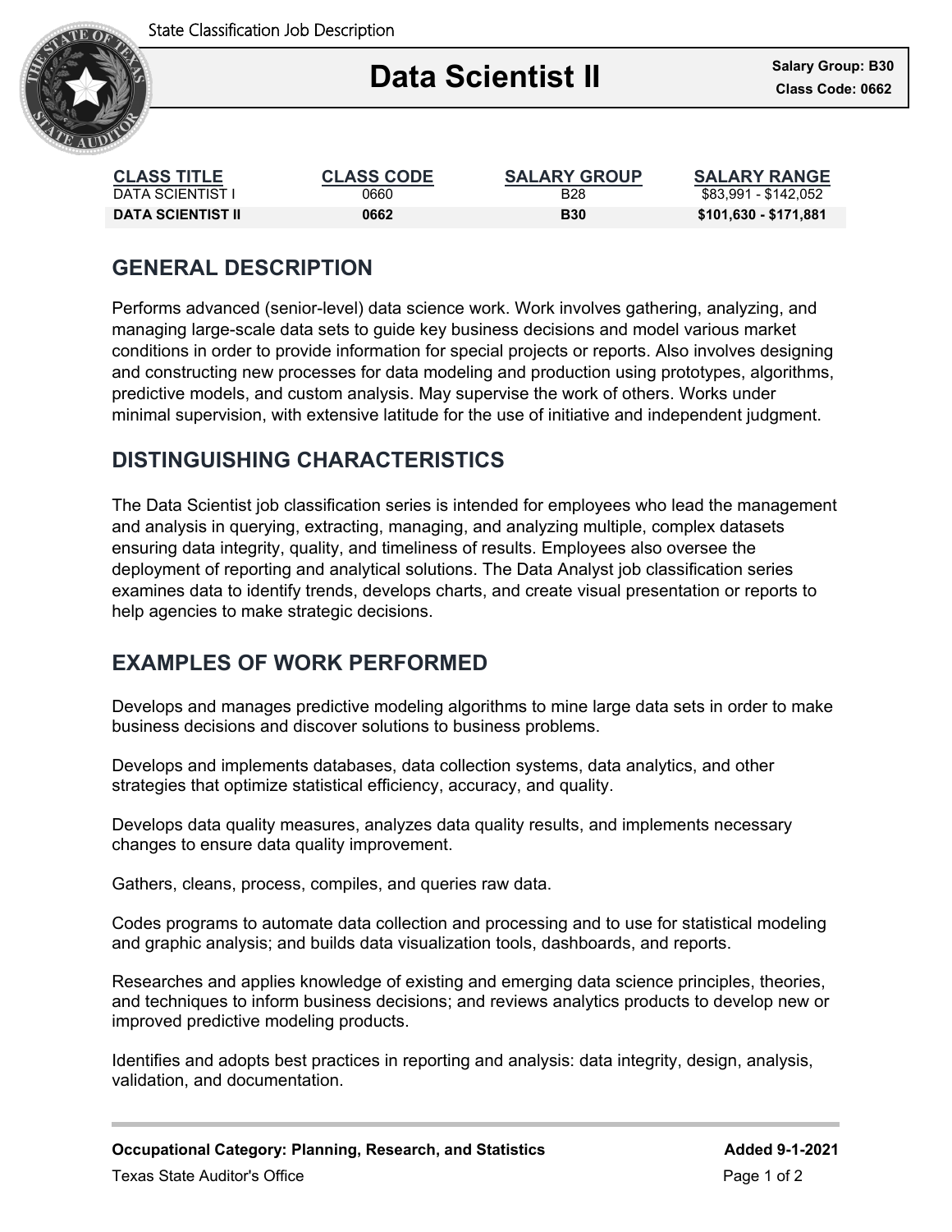State Classification Job Description

# Data Scientist II

**Salary Group: B30**
**Class Code: 0662**

| CLASS TITLE | CLASS CODE | SALARY GROUP | SALARY RANGE |
|---|---|---|---|
| DATA SCIENTIST I | 0660 | B28 | $83,991 - $142,052 |
| **DATA SCIENTIST II** | **0662** | **B30** | **$101,630 - $171,881** |

## GENERAL DESCRIPTION

Performs advanced (senior-level) data science work. Work involves gathering, analyzing, and managing large-scale data sets to guide key business decisions and model various market conditions in order to provide information for special projects or reports. Also involves designing and constructing new processes for data modeling and production using prototypes, algorithms, predictive models, and custom analysis. May supervise the work of others. Works under minimal supervision, with extensive latitude for the use of initiative and independent judgment.

## DISTINGUISHING CHARACTERISTICS

The Data Scientist job classification series is intended for employees who lead the management and analysis in querying, extracting, managing, and analyzing multiple, complex datasets ensuring data integrity, quality, and timeliness of results. Employees also oversee the deployment of reporting and analytical solutions. The Data Analyst job classification series examines data to identify trends, develops charts, and create visual presentation or reports to help agencies to make strategic decisions.

## EXAMPLES OF WORK PERFORMED

Develops and manages predictive modeling algorithms to mine large data sets in order to make business decisions and discover solutions to business problems.

Develops and implements databases, data collection systems, data analytics, and other strategies that optimize statistical efficiency, accuracy, and quality.

Develops data quality measures, analyzes data quality results, and implements necessary changes to ensure data quality improvement.

Gathers, cleans, process, compiles, and queries raw data.

Codes programs to automate data collection and processing and to use for statistical modeling and graphic analysis; and builds data visualization tools, dashboards, and reports.

Researches and applies knowledge of existing and emerging data science principles, theories, and techniques to inform business decisions; and reviews analytics products to develop new or improved predictive modeling products.

Identifies and adopts best practices in reporting and analysis: data integrity, design, analysis, validation, and documentation.

**Occupational Category: Planning, Research, and Statistics** **Added 9-1-2021**

Texas State Auditor's Office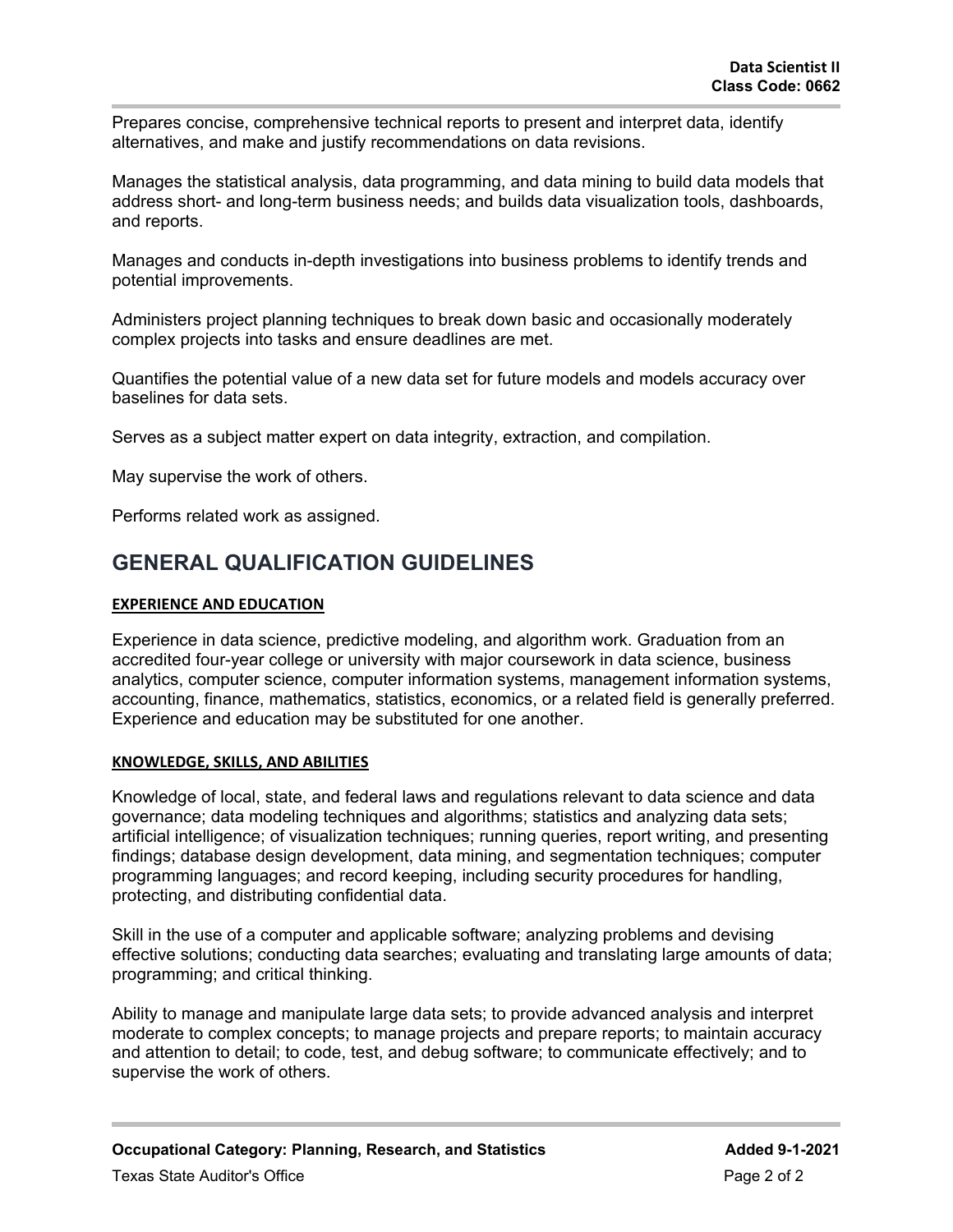Prepares concise, comprehensive technical reports to present and interpret data, identify alternatives, and make and justify recommendations on data revisions.

Manages the statistical analysis, data programming, and data mining to build data models that address short- and long-term business needs; and builds data visualization tools, dashboards, and reports.

Manages and conducts in-depth investigations into business problems to identify trends and potential improvements.

Administers project planning techniques to break down basic and occasionally moderately complex projects into tasks and ensure deadlines are met.

Quantifies the potential value of a new data set for future models and models accuracy over baselines for data sets.

Serves as a subject matter expert on data integrity, extraction, and compilation.

May supervise the work of others.

Performs related work as assigned.

## GENERAL QUALIFICATION GUIDELINES

### EXPERIENCE AND EDUCATION

Experience in data science, predictive modeling, and algorithm work. Graduation from an accredited four-year college or university with major coursework in data science, business analytics, computer science, computer information systems, management information systems, accounting, finance, mathematics, statistics, economics, or a related field is generally preferred. Experience and education may be substituted for one another.

### KNOWLEDGE, SKILLS, AND ABILITIES

Knowledge of local, state, and federal laws and regulations relevant to data science and data governance; data modeling techniques and algorithms; statistics and analyzing data sets; artificial intelligence; of visualization techniques; running queries, report writing, and presenting findings; database design development, data mining, and segmentation techniques; computer programming languages; and record keeping, including security procedures for handling, protecting, and distributing confidential data.

Skill in the use of a computer and applicable software; analyzing problems and devising effective solutions; conducting data searches; evaluating and translating large amounts of data; programming; and critical thinking.

Ability to manage and manipulate large data sets; to provide advanced analysis and interpret moderate to complex concepts; to manage projects and prepare reports; to maintain accuracy and attention to detail; to code, test, and debug software; to communicate effectively; and to supervise the work of others.